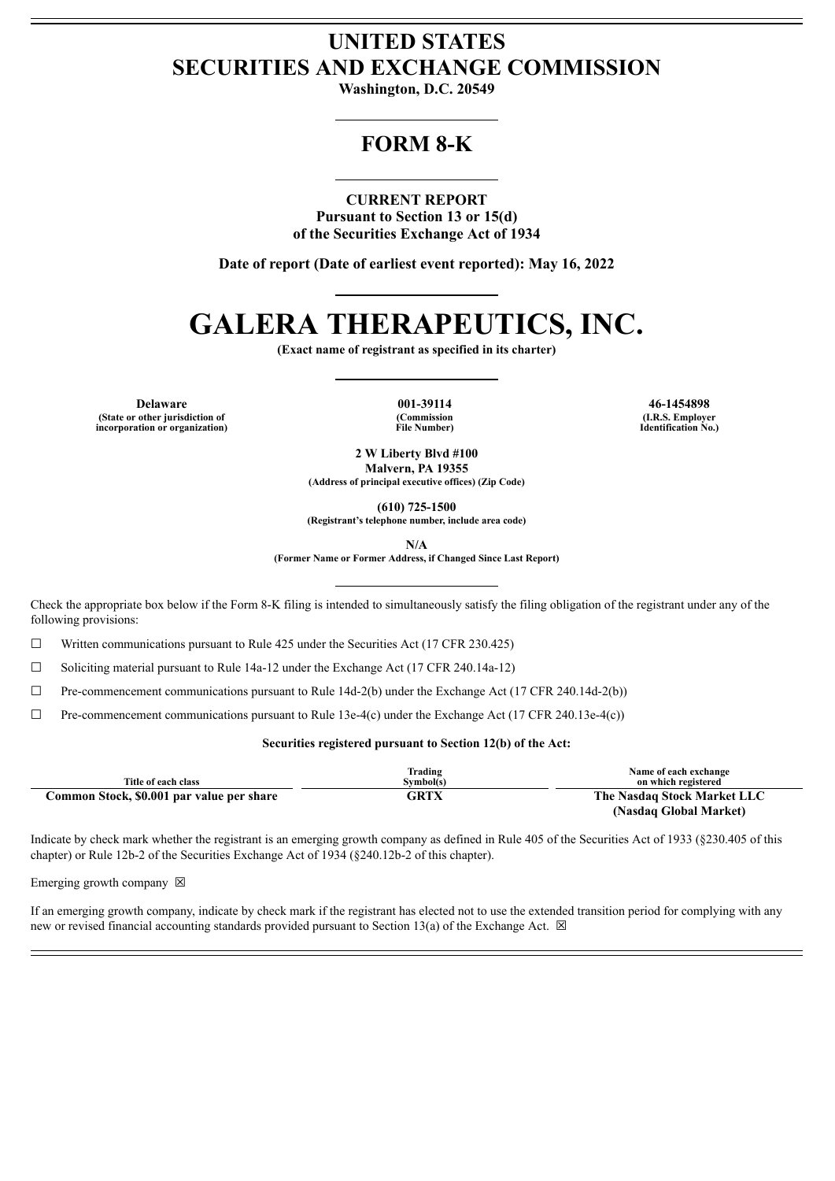# UNITED STATES
# SECURITIES AND EXCHANGE COMMISSION

**Washington, D.C. 20549**

## FORM 8-K

**CURRENT REPORT**
**Pursuant to Section 13 or 15(d)**
**of the Securities Exchange Act of 1934**

**Date of report (Date of earliest event reported): May 16, 2022**

# GALERA THERAPEUTICS, INC.

**(Exact name of registrant as specified in its charter)**

| Delaware | 001-39114 | 46-1454898 |
|---|---|---|
| (State or other jurisdiction of incorporation or organization) | (Commission File Number) | (I.R.S. Employer Identification No.) |

**2 W Liberty Blvd #100**
**Malvern, PA 19355**
**(Address of principal executive offices) (Zip Code)**

**(610) 725-1500**
**(Registrant's telephone number, include area code)**

**N/A**
**(Former Name or Former Address, if Changed Since Last Report)**

Check the appropriate box below if the Form 8-K filing is intended to simultaneously satisfy the filing obligation of the registrant under any of the following provisions:

☐ Written communications pursuant to Rule 425 under the Securities Act (17 CFR 230.425)

☐ Soliciting material pursuant to Rule 14a-12 under the Exchange Act (17 CFR 240.14a-12)

☐ Pre-commencement communications pursuant to Rule 14d-2(b) under the Exchange Act (17 CFR 240.14d-2(b))

☐ Pre-commencement communications pursuant to Rule 13e-4(c) under the Exchange Act (17 CFR 240.13e-4(c))

**Securities registered pursuant to Section 12(b) of the Act:**

| Title of each class | Trading Symbol(s) | Name of each exchange on which registered |
|---|---|---|
| **Common Stock, $0.001 par value per share** | **GRTX** | **The Nasdaq Stock Market LLC (Nasdaq Global Market)** |

Indicate by check mark whether the registrant is an emerging growth company as defined in Rule 405 of the Securities Act of 1933 (§230.405 of this chapter) or Rule 12b-2 of the Securities Exchange Act of 1934 (§240.12b-2 of this chapter).

Emerging growth company ☒

If an emerging growth company, indicate by check mark if the registrant has elected not to use the extended transition period for complying with any new or revised financial accounting standards provided pursuant to Section 13(a) of the Exchange Act. ☒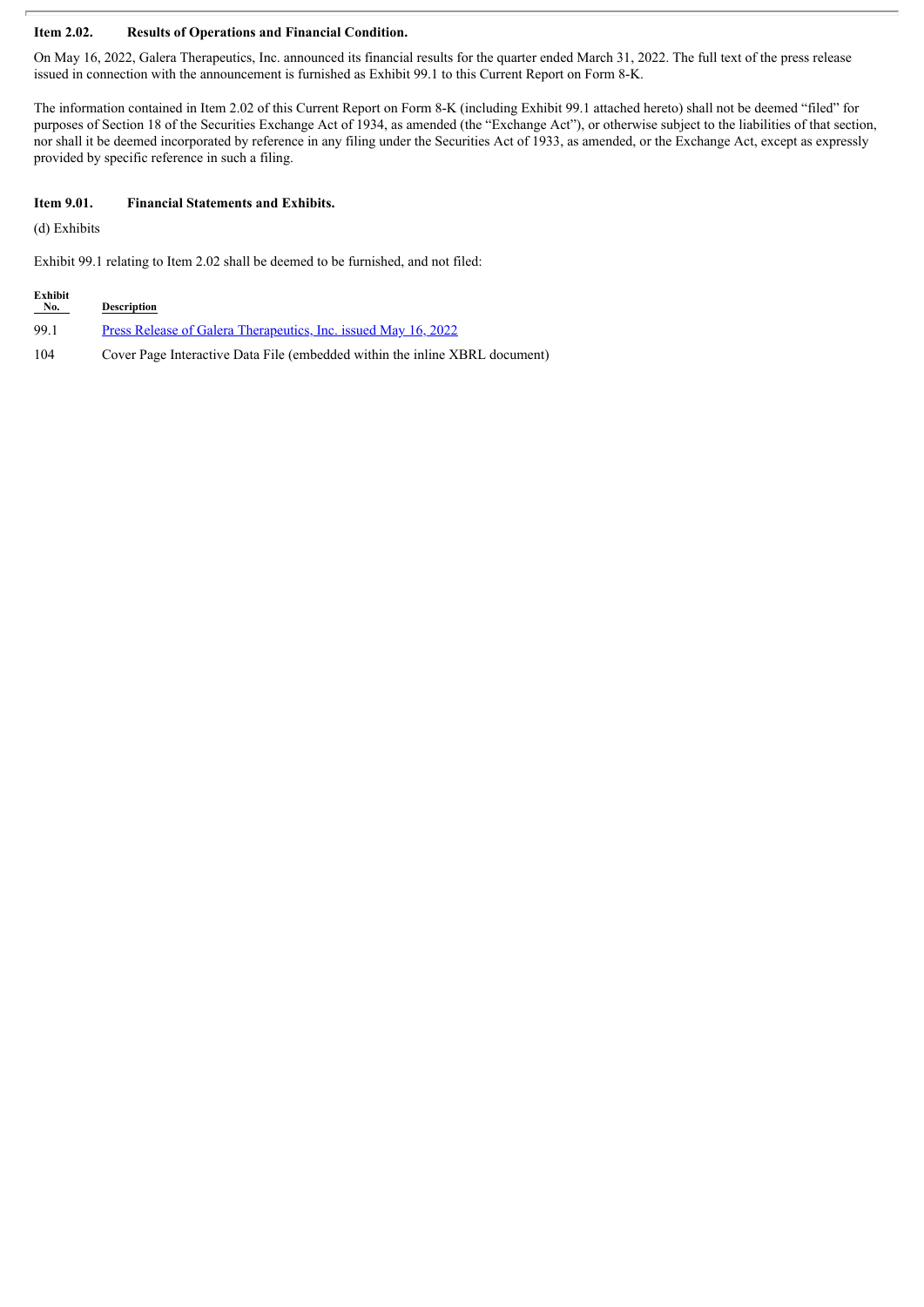**Item 2.02. Results of Operations and Financial Condition.**

On May 16, 2022, Galera Therapeutics, Inc. announced its financial results for the quarter ended March 31, 2022. The full text of the press release issued in connection with the announcement is furnished as Exhibit 99.1 to this Current Report on Form 8-K.

The information contained in Item 2.02 of this Current Report on Form 8-K (including Exhibit 99.1 attached hereto) shall not be deemed "filed" for purposes of Section 18 of the Securities Exchange Act of 1934, as amended (the "Exchange Act"), or otherwise subject to the liabilities of that section, nor shall it be deemed incorporated by reference in any filing under the Securities Act of 1933, as amended, or the Exchange Act, except as expressly provided by specific reference in such a filing.

**Item 9.01. Financial Statements and Exhibits.**

(d) Exhibits

Exhibit 99.1 relating to Item 2.02 shall be deemed to be furnished, and not filed:

| Exhibit No. | Description |
|---|---|
| 99.1 | Press Release of Galera Therapeutics, Inc. issued May 16, 2022 |
| 104 | Cover Page Interactive Data File (embedded within the inline XBRL document) |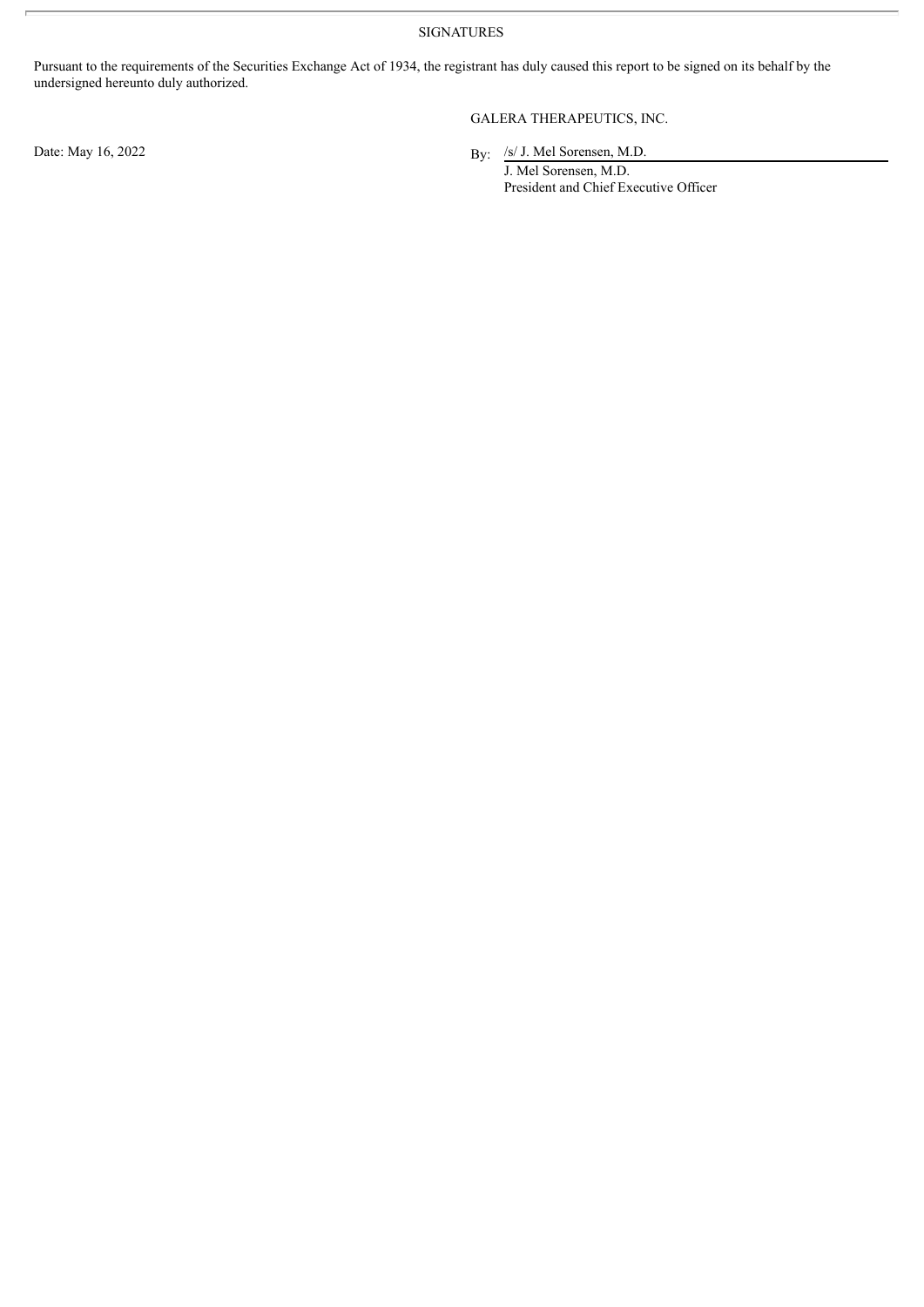## SIGNATURES

Pursuant to the requirements of the Securities Exchange Act of 1934, the registrant has duly caused this report to be signed on its behalf by the undersigned hereunto duly authorized.

GALERA THERAPEUTICS, INC.

Date: May 16, 2022

By: /s/ J. Mel Sorensen, M.D.

J. Mel Sorensen, M.D.

President and Chief Executive Officer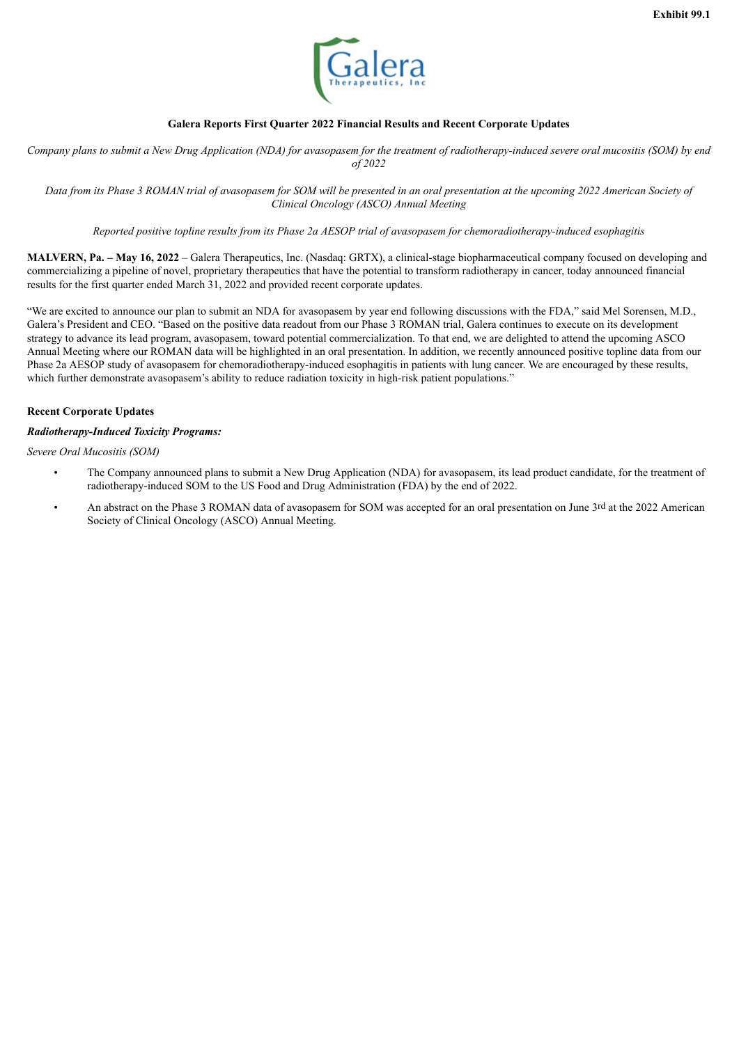Exhibit 99.1

Galera Therapeutics, Inc

**Galera Reports First Quarter 2022 Financial Results and Recent Corporate Updates**

*Company plans to submit a New Drug Application (NDA) for avasopasem for the treatment of radiotherapy-induced severe oral mucositis (SOM) by end of 2022*

*Data from its Phase 3 ROMAN trial of avasopasem for SOM will be presented in an oral presentation at the upcoming 2022 American Society of Clinical Oncology (ASCO) Annual Meeting*

*Reported positive topline results from its Phase 2a AESOP trial of avasopasem for chemoradiotherapy-induced esophagitis*

**MALVERN, Pa. – May 16, 2022** – Galera Therapeutics, Inc. (Nasdaq: GRTX), a clinical-stage biopharmaceutical company focused on developing and commercializing a pipeline of novel, proprietary therapeutics that have the potential to transform radiotherapy in cancer, today announced financial results for the first quarter ended March 31, 2022 and provided recent corporate updates.

"We are excited to announce our plan to submit an NDA for avasopasem by year end following discussions with the FDA," said Mel Sorensen, M.D., Galera's President and CEO. "Based on the positive data readout from our Phase 3 ROMAN trial, Galera continues to execute on its development strategy to advance its lead program, avasopasem, toward potential commercialization. To that end, we are delighted to attend the upcoming ASCO Annual Meeting where our ROMAN data will be highlighted in an oral presentation. In addition, we recently announced positive topline data from our Phase 2a AESOP study of avasopasem for chemoradiotherapy-induced esophagitis in patients with lung cancer. We are encouraged by these results, which further demonstrate avasopasem's ability to reduce radiation toxicity in high-risk patient populations."

**Recent Corporate Updates**

***Radiotherapy-Induced Toxicity Programs:***

*Severe Oral Mucositis (SOM)*

- The Company announced plans to submit a New Drug Application (NDA) for avasopasem, its lead product candidate, for the treatment of radiotherapy-induced SOM to the US Food and Drug Administration (FDA) by the end of 2022.
- An abstract on the Phase 3 ROMAN data of avasopasem for SOM was accepted for an oral presentation on June 3rd at the 2022 American Society of Clinical Oncology (ASCO) Annual Meeting.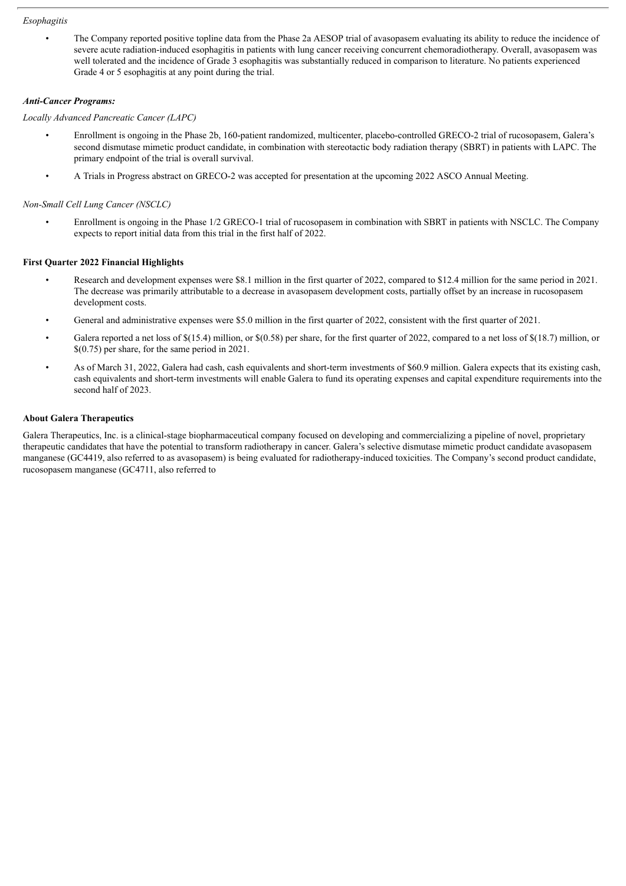*Esophagitis*

- The Company reported positive topline data from the Phase 2a AESOP trial of avasopasem evaluating its ability to reduce the incidence of severe acute radiation-induced esophagitis in patients with lung cancer receiving concurrent chemoradiotherapy. Overall, avasopasem was well tolerated and the incidence of Grade 3 esophagitis was substantially reduced in comparison to literature. No patients experienced Grade 4 or 5 esophagitis at any point during the trial.

***Anti-Cancer Programs:***

*Locally Advanced Pancreatic Cancer (LAPC)*

- Enrollment is ongoing in the Phase 2b, 160-patient randomized, multicenter, placebo-controlled GRECO-2 trial of rucosopasem, Galera's second dismutase mimetic product candidate, in combination with stereotactic body radiation therapy (SBRT) in patients with LAPC. The primary endpoint of the trial is overall survival.
- A Trials in Progress abstract on GRECO-2 was accepted for presentation at the upcoming 2022 ASCO Annual Meeting.

*Non-Small Cell Lung Cancer (NSCLC)*

- Enrollment is ongoing in the Phase 1/2 GRECO-1 trial of rucosopasem in combination with SBRT in patients with NSCLC. The Company expects to report initial data from this trial in the first half of 2022.

**First Quarter 2022 Financial Highlights**

- Research and development expenses were $8.1 million in the first quarter of 2022, compared to $12.4 million for the same period in 2021. The decrease was primarily attributable to a decrease in avasopasem development costs, partially offset by an increase in rucosopasem development costs.
- General and administrative expenses were $5.0 million in the first quarter of 2022, consistent with the first quarter of 2021.
- Galera reported a net loss of $(15.4) million, or $(0.58) per share, for the first quarter of 2022, compared to a net loss of $(18.7) million, or $(0.75) per share, for the same period in 2021.
- As of March 31, 2022, Galera had cash, cash equivalents and short-term investments of $60.9 million. Galera expects that its existing cash, cash equivalents and short-term investments will enable Galera to fund its operating expenses and capital expenditure requirements into the second half of 2023.

**About Galera Therapeutics**

Galera Therapeutics, Inc. is a clinical-stage biopharmaceutical company focused on developing and commercializing a pipeline of novel, proprietary therapeutic candidates that have the potential to transform radiotherapy in cancer. Galera's selective dismutase mimetic product candidate avasopasem manganese (GC4419, also referred to as avasopasem) is being evaluated for radiotherapy-induced toxicities. The Company's second product candidate, rucosopasem manganese (GC4711, also referred to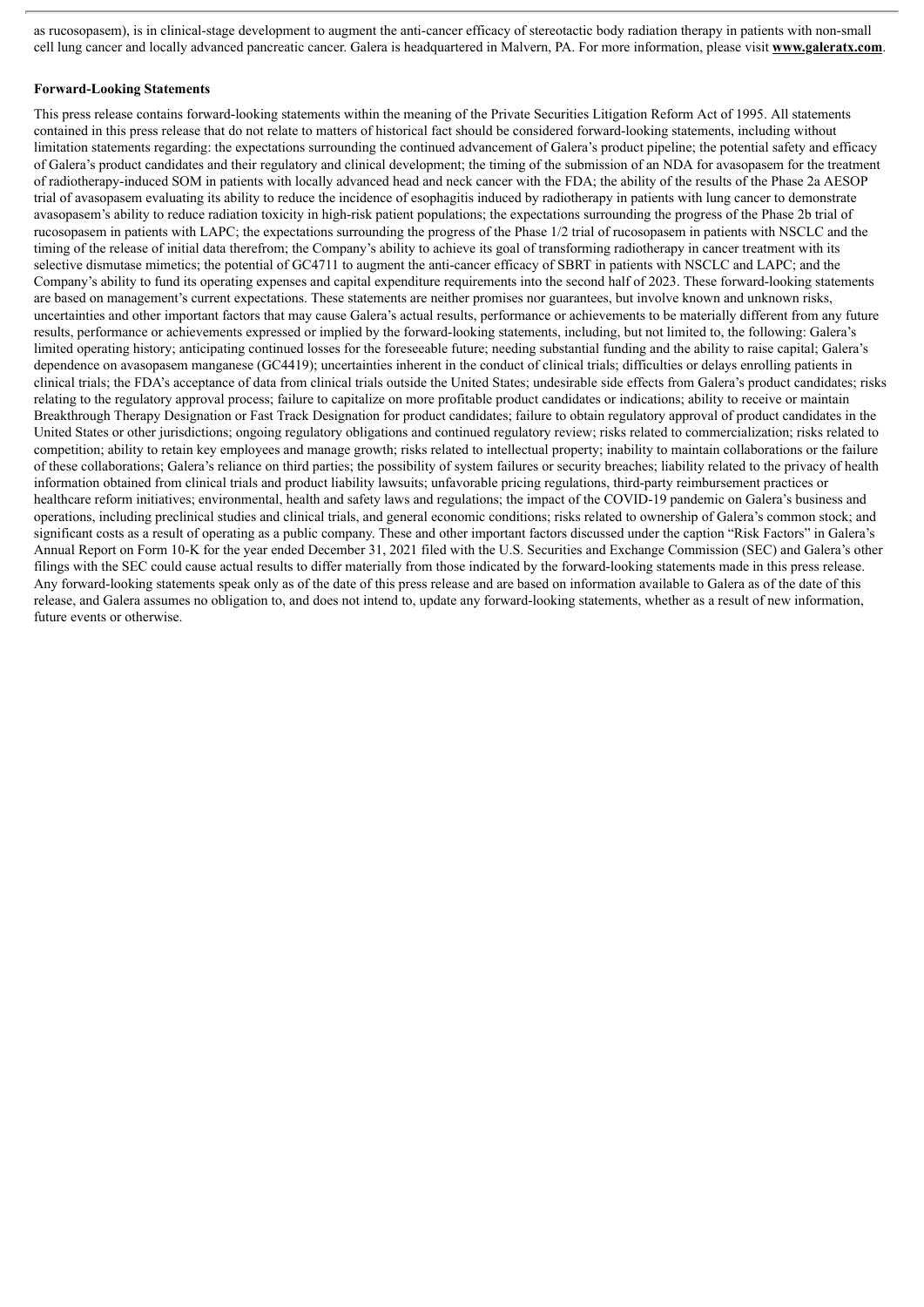as rucosopasem), is in clinical-stage development to augment the anti-cancer efficacy of stereotactic body radiation therapy in patients with non-small cell lung cancer and locally advanced pancreatic cancer. Galera is headquartered in Malvern, PA. For more information, please visit **www.galeratx.com**.

**Forward-Looking Statements**

This press release contains forward-looking statements within the meaning of the Private Securities Litigation Reform Act of 1995. All statements contained in this press release that do not relate to matters of historical fact should be considered forward-looking statements, including without limitation statements regarding: the expectations surrounding the continued advancement of Galera's product pipeline; the potential safety and efficacy of Galera's product candidates and their regulatory and clinical development; the timing of the submission of an NDA for avasopasem for the treatment of radiotherapy-induced SOM in patients with locally advanced head and neck cancer with the FDA; the ability of the results of the Phase 2a AESOP trial of avasopasem evaluating its ability to reduce the incidence of esophagitis induced by radiotherapy in patients with lung cancer to demonstrate avasopasem's ability to reduce radiation toxicity in high-risk patient populations; the expectations surrounding the progress of the Phase 2b trial of rucosopasem in patients with LAPC; the expectations surrounding the progress of the Phase 1/2 trial of rucosopasem in patients with NSCLC and the timing of the release of initial data therefrom; the Company's ability to achieve its goal of transforming radiotherapy in cancer treatment with its selective dismutase mimetics; the potential of GC4711 to augment the anti-cancer efficacy of SBRT in patients with NSCLC and LAPC; and the Company's ability to fund its operating expenses and capital expenditure requirements into the second half of 2023. These forward-looking statements are based on management's current expectations. These statements are neither promises nor guarantees, but involve known and unknown risks, uncertainties and other important factors that may cause Galera's actual results, performance or achievements to be materially different from any future results, performance or achievements expressed or implied by the forward-looking statements, including, but not limited to, the following: Galera's limited operating history; anticipating continued losses for the foreseeable future; needing substantial funding and the ability to raise capital; Galera's dependence on avasopasem manganese (GC4419); uncertainties inherent in the conduct of clinical trials; difficulties or delays enrolling patients in clinical trials; the FDA's acceptance of data from clinical trials outside the United States; undesirable side effects from Galera's product candidates; risks relating to the regulatory approval process; failure to capitalize on more profitable product candidates or indications; ability to receive or maintain Breakthrough Therapy Designation or Fast Track Designation for product candidates; failure to obtain regulatory approval of product candidates in the United States or other jurisdictions; ongoing regulatory obligations and continued regulatory review; risks related to commercialization; risks related to competition; ability to retain key employees and manage growth; risks related to intellectual property; inability to maintain collaborations or the failure of these collaborations; Galera's reliance on third parties; the possibility of system failures or security breaches; liability related to the privacy of health information obtained from clinical trials and product liability lawsuits; unfavorable pricing regulations, third-party reimbursement practices or healthcare reform initiatives; environmental, health and safety laws and regulations; the impact of the COVID-19 pandemic on Galera's business and operations, including preclinical studies and clinical trials, and general economic conditions; risks related to ownership of Galera's common stock; and significant costs as a result of operating as a public company. These and other important factors discussed under the caption "Risk Factors" in Galera's Annual Report on Form 10-K for the year ended December 31, 2021 filed with the U.S. Securities and Exchange Commission (SEC) and Galera's other filings with the SEC could cause actual results to differ materially from those indicated by the forward-looking statements made in this press release. Any forward-looking statements speak only as of the date of this press release and are based on information available to Galera as of the date of this release, and Galera assumes no obligation to, and does not intend to, update any forward-looking statements, whether as a result of new information, future events or otherwise.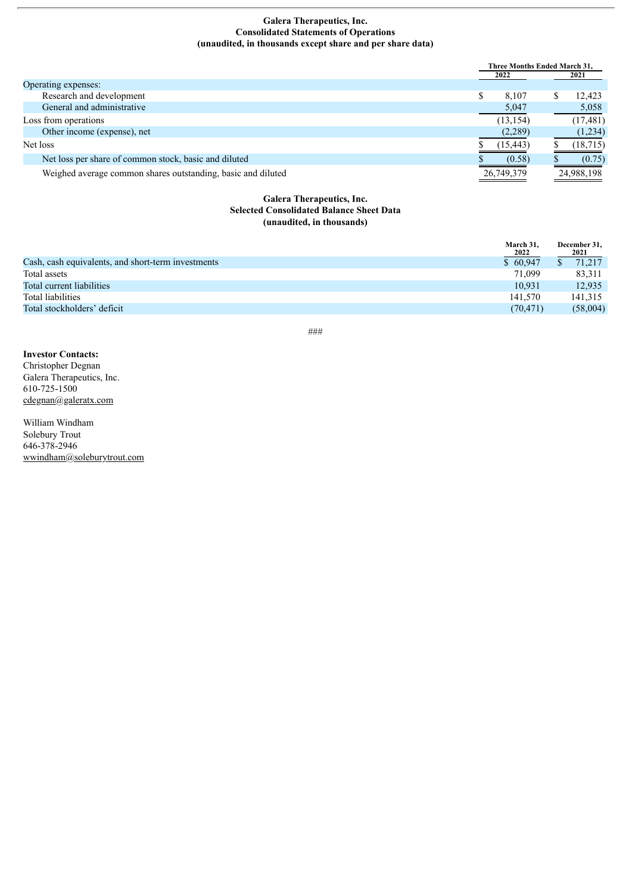**Galera Therapeutics, Inc.**
**Consolidated Statements of Operations**
**(unaudited, in thousands except share and per share data)**

| | Three Months Ended March 31, | |
|---|---|---|
| | 2022 | 2021 |
| Operating expenses: | | |
| Research and development | $ 8,107 | $ 12,423 |
| General and administrative | 5,047 | 5,058 |
| Loss from operations | (13,154) | (17,481) |
| Other income (expense), net | (2,289) | (1,234) |
| Net loss | $ (15,443) | $ (18,715) |
| Net loss per share of common stock, basic and diluted | $ (0.58) | $ (0.75) |
| Weighed average common shares outstanding, basic and diluted | 26,749,379 | 24,988,198 |

**Galera Therapeutics, Inc.**
**Selected Consolidated Balance Sheet Data**
**(unaudited, in thousands)**

| | March 31, 2022 | December 31, 2021 |
|---|---|---|
| Cash, cash equivalents, and short-term investments | $ 60,947 | $ 71,217 |
| Total assets | 71,099 | 83,311 |
| Total current liabilities | 10,931 | 12,935 |
| Total liabilities | 141,570 | 141,315 |
| Total stockholders' deficit | (70,471) | (58,004) |

###

**Investor Contacts:**
Christopher Degnan
Galera Therapeutics, Inc.
610-725-1500
cdegnan@galeratx.com

William Windham
Solebury Trout
646-378-2946
wwindham@soleburytrout.com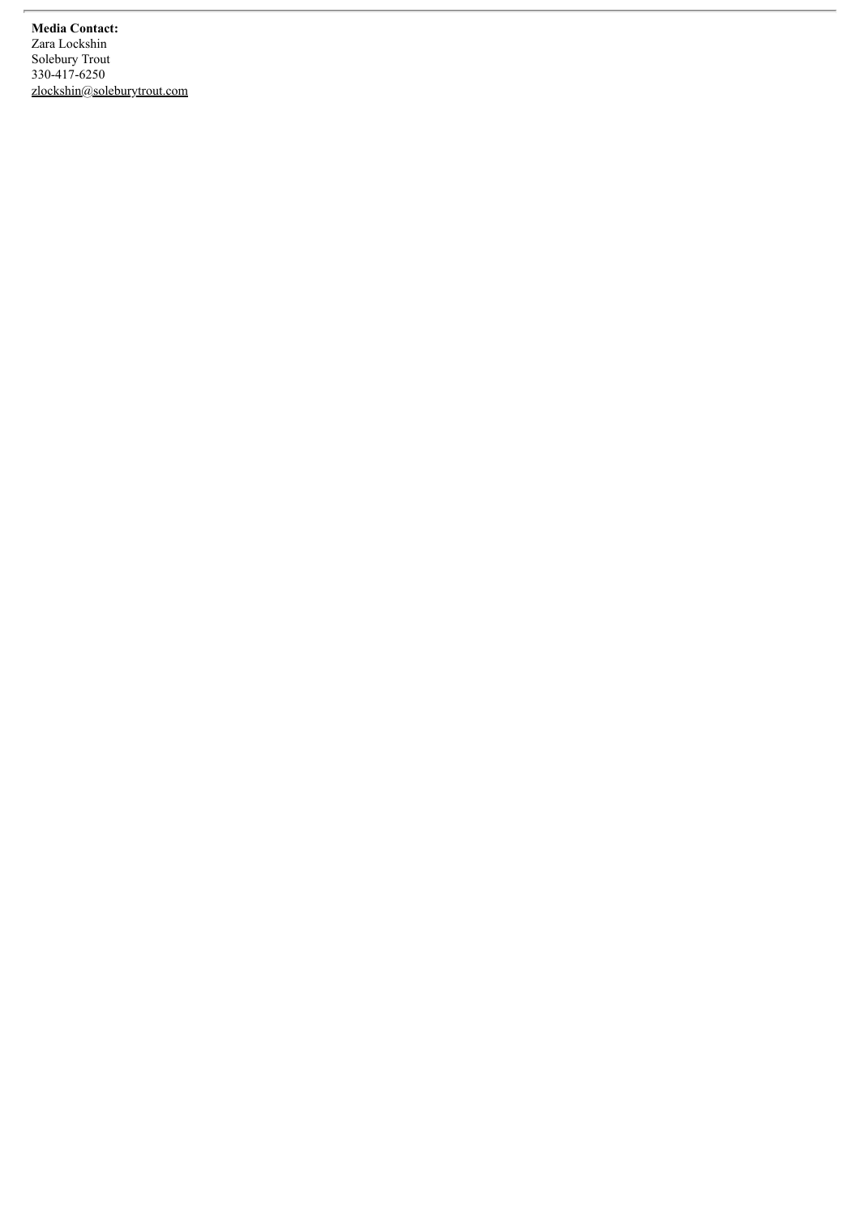**Media Contact:**
Zara Lockshin
Solebury Trout
330-417-6250
zlockshin@soleburytrout.com